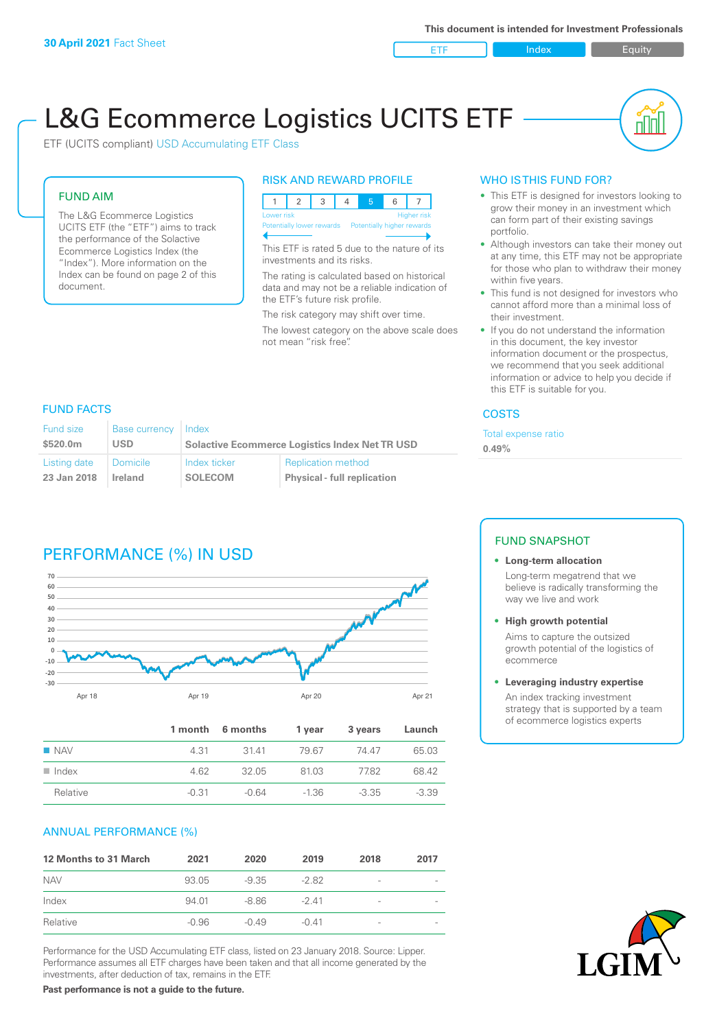**30 April 2021** Fact Sheet

This document is intended for Investment Professionals

ETF | Index | Equity

# L&G Ecommerce Logistics UCITS ETF

ETF (UCITS compliant) USD Accumulating ETF Class

## FUND AIM

The L&G Ecommerce Logistics UCITS ETF (the "ETF") aims to track the performance of the Solactive Ecommerce Logistics Index (the "Index"). More information on the Index can be found on page 2 of this document.

## RISK AND REWARD PROFILE

| 1 | 2 | 3 | 4 | 5 | 6 | 7 |
|---|---|---|---|---|---|---|

Lower risk — Higher risk
Potentially lower rewards — Potentially higher rewards

This ETF is rated 5 due to the nature of its investments and its risks.

The rating is calculated based on historical data and may not be a reliable indication of the ETF's future risk profile.

The risk category may shift over time.

The lowest category on the above scale does not mean "risk free".

## WHO IS THIS FUND FOR?

- This ETF is designed for investors looking to grow their money in an investment which can form part of their existing savings portfolio.
- Although investors can take their money out at any time, this ETF may not be appropriate for those who plan to withdraw their money within five years.
- This fund is not designed for investors who cannot afford more than a minimal loss of their investment.
- If you do not understand the information in this document, the key investor information document or the prospectus, we recommend that you seek additional information or advice to help you decide if this ETF is suitable for you.

## FUND FACTS

| Fund size | Base currency | Index | |
|---|---|---|---|
| $520.0m | USD | Solactive Ecommerce Logistics Index Net TR USD | |
| **Listing date** | **Domicile** | **Index ticker** | **Replication method** |
| 23 Jan 2018 | Ireland | SOLECOM | Physical - full replication |

## COSTS

Total expense ratio
**0.49%**

## PERFORMANCE (%) IN USD

| | 1 month | 6 months | 1 year | 3 years | Launch |
|---|---|---|---|---|---|
| NAV | 4.31 | 31.41 | 79.67 | 74.47 | 65.03 |
| Index | 4.62 | 32.05 | 81.03 | 77.82 | 68.42 |
| Relative | -0.31 | -0.64 | -1.36 | -3.35 | -3.39 |

## FUND SNAPSHOT

- **Long-term allocation**
  Long-term megatrend that we believe is radically transforming the way we live and work
- **High growth potential**
  Aims to capture the outsized growth potential of the logistics of ecommerce
- **Leveraging industry expertise**
  An index tracking investment strategy that is supported by a team of ecommerce logistics experts

## ANNUAL PERFORMANCE (%)

| 12 Months to 31 March | 2021 | 2020 | 2019 | 2018 | 2017 |
|---|---|---|---|---|---|
| NAV | 93.05 | -9.35 | -2.82 | - | - |
| Index | 94.01 | -8.86 | -2.41 | - | - |
| Relative | -0.96 | -0.49 | -0.41 | - | - |

Performance for the USD Accumulating ETF class, listed on 23 January 2018. Source: Lipper. Performance assumes all ETF charges have been taken and that all income generated by the investments, after deduction of tax, remains in the ETF.

**Past performance is not a guide to the future.**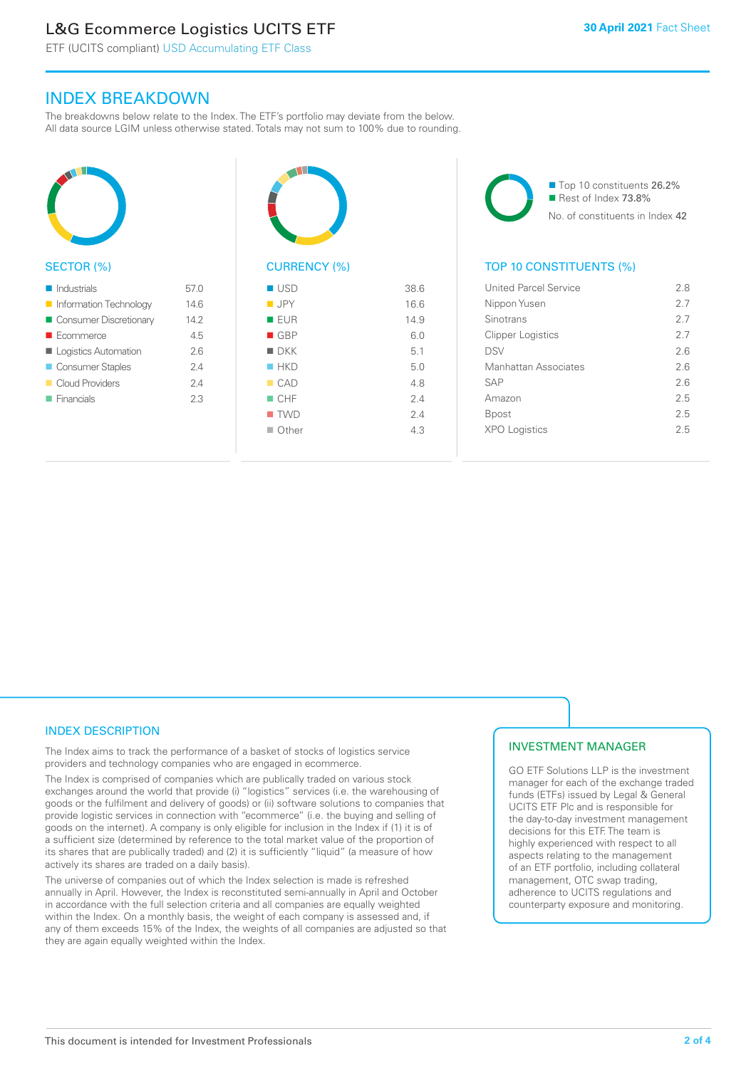## INDEX BREAKDOWN

The breakdowns below relate to the Index. The ETF's portfolio may deviate from the below. All data source LGIM unless otherwise stated. Totals may not sum to 100% due to rounding.

### SECTOR (%)

| Sector | % |
|---|---|
| Industrials | 57.0 |
| Information Technology | 14.6 |
| Consumer Discretionary | 14.2 |
| Ecommerce | 4.5 |
| Logistics Automation | 2.6 |
| Consumer Staples | 2.4 |
| Cloud Providers | 2.4 |
| Financials | 2.3 |

### CURRENCY (%)

| Currency | % |
|---|---|
| USD | 38.6 |
| JPY | 16.6 |
| EUR | 14.9 |
| GBP | 6.0 |
| DKK | 5.1 |
| HKD | 5.0 |
| CAD | 4.8 |
| CHF | 2.4 |
| TWD | 2.4 |
| Other | 4.3 |

- Top 10 constituents 26.2%
- Rest of Index 73.8%

No. of constituents in Index 42

### TOP 10 CONSTITUENTS (%)

| Constituent | % |
|---|---|
| United Parcel Service | 2.8 |
| Nippon Yusen | 2.7 |
| Sinotrans | 2.7 |
| Clipper Logistics | 2.7 |
| DSV | 2.6 |
| Manhattan Associates | 2.6 |
| SAP | 2.6 |
| Amazon | 2.5 |
| Bpost | 2.5 |
| XPO Logistics | 2.5 |

## INDEX DESCRIPTION

The Index aims to track the performance of a basket of stocks of logistics service providers and technology companies who are engaged in ecommerce.

The Index is comprised of companies which are publically traded on various stock exchanges around the world that provide (i) "logistics" services (i.e. the warehousing of goods or the fulfilment and delivery of goods) or (ii) software solutions to companies that provide logistic services in connection with "ecommerce" (i.e. the buying and selling of goods on the internet). A company is only eligible for inclusion in the Index if (1) it is of a sufficient size (determined by reference to the total market value of the proportion of its shares that are publically traded) and (2) it is sufficiently "liquid" (a measure of how actively its shares are traded on a daily basis).

The universe of companies out of which the Index selection is made is refreshed annually in April. However, the Index is reconstituted semi-annually in April and October in accordance with the full selection criteria and all companies are equally weighted within the Index. On a monthly basis, the weight of each company is assessed and, if any of them exceeds 15% of the Index, the weights of all companies are adjusted so that they are again equally weighted within the Index.

## INVESTMENT MANAGER

GO ETF Solutions LLP is the investment manager for each of the exchange traded funds (ETFs) issued by Legal & General UCITS ETF Plc and is responsible for the day-to-day investment management decisions for this ETF. The team is highly experienced with respect to all aspects relating to the management of an ETF portfolio, including collateral management, OTC swap trading, adherence to UCITS regulations and counterparty exposure and monitoring.

This document is intended for Investment Professionals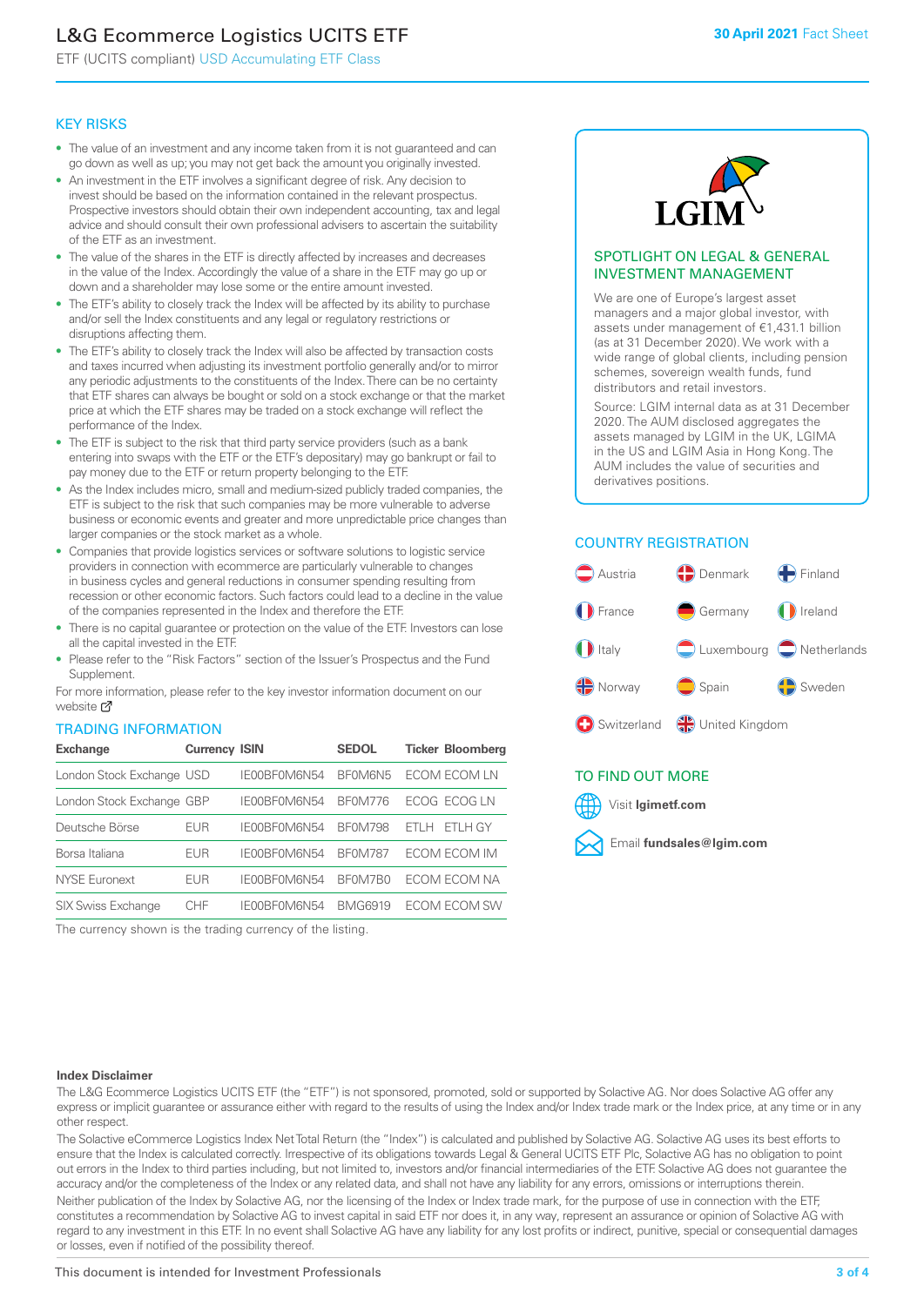## KEY RISKS

- The value of an investment and any income taken from it is not guaranteed and can go down as well as up; you may not get back the amount you originally invested.
- An investment in the ETF involves a significant degree of risk. Any decision to invest should be based on the information contained in the relevant prospectus. Prospective investors should obtain their own independent accounting, tax and legal advice and should consult their own professional advisers to ascertain the suitability of the ETF as an investment.
- The value of the shares in the ETF is directly affected by increases and decreases in the value of the Index. Accordingly the value of a share in the ETF may go up or down and a shareholder may lose some or the entire amount invested.
- The ETF's ability to closely track the Index will be affected by its ability to purchase and/or sell the Index constituents and any legal or regulatory restrictions or disruptions affecting them.
- The ETF's ability to closely track the Index will also be affected by transaction costs and taxes incurred when adjusting its investment portfolio generally and/or to mirror any periodic adjustments to the constituents of the Index. There can be no certainty that ETF shares can always be bought or sold on a stock exchange or that the market price at which the ETF shares may be traded on a stock exchange will reflect the performance of the Index.
- The ETF is subject to the risk that third party service providers (such as a bank entering into swaps with the ETF or the ETF's depositary) may go bankrupt or fail to pay money due to the ETF or return property belonging to the ETF.
- As the Index includes micro, small and medium-sized publicly traded companies, the ETF is subject to the risk that such companies may be more vulnerable to adverse business or economic events and greater and more unpredictable price changes than larger companies or the stock market as a whole.
- Companies that provide logistics services or software solutions to logistic service providers in connection with ecommerce are particularly vulnerable to changes in business cycles and general reductions in consumer spending resulting from recession or other economic factors. Such factors could lead to a decline in the value of the companies represented in the Index and therefore the ETF.
- There is no capital guarantee or protection on the value of the ETF. Investors can lose all the capital invested in the ETF.
- Please refer to the "Risk Factors" section of the Issuer's Prospectus and the Fund Supplement.

For more information, please refer to the key investor information document on our website

## TRADING INFORMATION

| Exchange | Currency | ISIN | SEDOL | Ticker | Bloomberg |
|---|---|---|---|---|---|
| London Stock Exchange | USD | IE00BF0M6N54 | BF0M6N5 | ECOM | ECOM LN |
| London Stock Exchange | GBP | IE00BF0M6N54 | BF0M776 | ECOG | ECOG LN |
| Deutsche Börse | EUR | IE00BF0M6N54 | BF0M798 | ETLH | ETLH GY |
| Borsa Italiana | EUR | IE00BF0M6N54 | BF0M787 | ECOM | ECOM IM |
| NYSE Euronext | EUR | IE00BF0M6N54 | BF0M7B0 | ECOM | ECOM NA |
| SIX Swiss Exchange | CHF | IE00BF0M6N54 | BMG6919 | ECOM | ECOM SW |

The currency shown is the trading currency of the listing.

## SPOTLIGHT ON LEGAL & GENERAL INVESTMENT MANAGEMENT

We are one of Europe's largest asset managers and a major global investor, with assets under management of €1,431.1 billion (as at 31 December 2020). We work with a wide range of global clients, including pension schemes, sovereign wealth funds, fund distributors and retail investors.

Source: LGIM internal data as at 31 December 2020. The AUM disclosed aggregates the assets managed by LGIM in the UK, LGIMA in the US and LGIM Asia in Hong Kong. The AUM includes the value of securities and derivatives positions.

## COUNTRY REGISTRATION

Austria, Denmark, Finland, France, Germany, Ireland, Italy, Luxembourg, Netherlands, Norway, Spain, Sweden, Switzerland, United Kingdom

## TO FIND OUT MORE

Visit **lgimetf.com**

Email **fundsales@lgim.com**

**Index Disclaimer**

The L&G Ecommerce Logistics UCITS ETF (the "ETF") is not sponsored, promoted, sold or supported by Solactive AG. Nor does Solactive AG offer any express or implicit guarantee or assurance either with regard to the results of using the Index and/or Index trade mark or the Index price, at any time or in any other respect.

The Solactive eCommerce Logistics Index Net Total Return (the "Index") is calculated and published by Solactive AG. Solactive AG uses its best efforts to ensure that the Index is calculated correctly. Irrespective of its obligations towards Legal & General UCITS ETF Plc, Solactive AG has no obligation to point out errors in the Index to third parties including, but not limited to, investors and/or financial intermediaries of the ETF. Solactive AG does not guarantee the accuracy and/or the completeness of the Index or any related data, and shall not have any liability for any errors, omissions or interruptions therein.

Neither publication of the Index by Solactive AG, nor the licensing of the Index or Index trade mark, for the purpose of use in connection with the ETF, constitutes a recommendation by Solactive AG to invest capital in said ETF nor does it, in any way, represent an assurance or opinion of Solactive AG with regard to any investment in this ETF. In no event shall Solactive AG have any liability for any lost profits or indirect, punitive, special or consequential damages or losses, even if notified of the possibility thereof.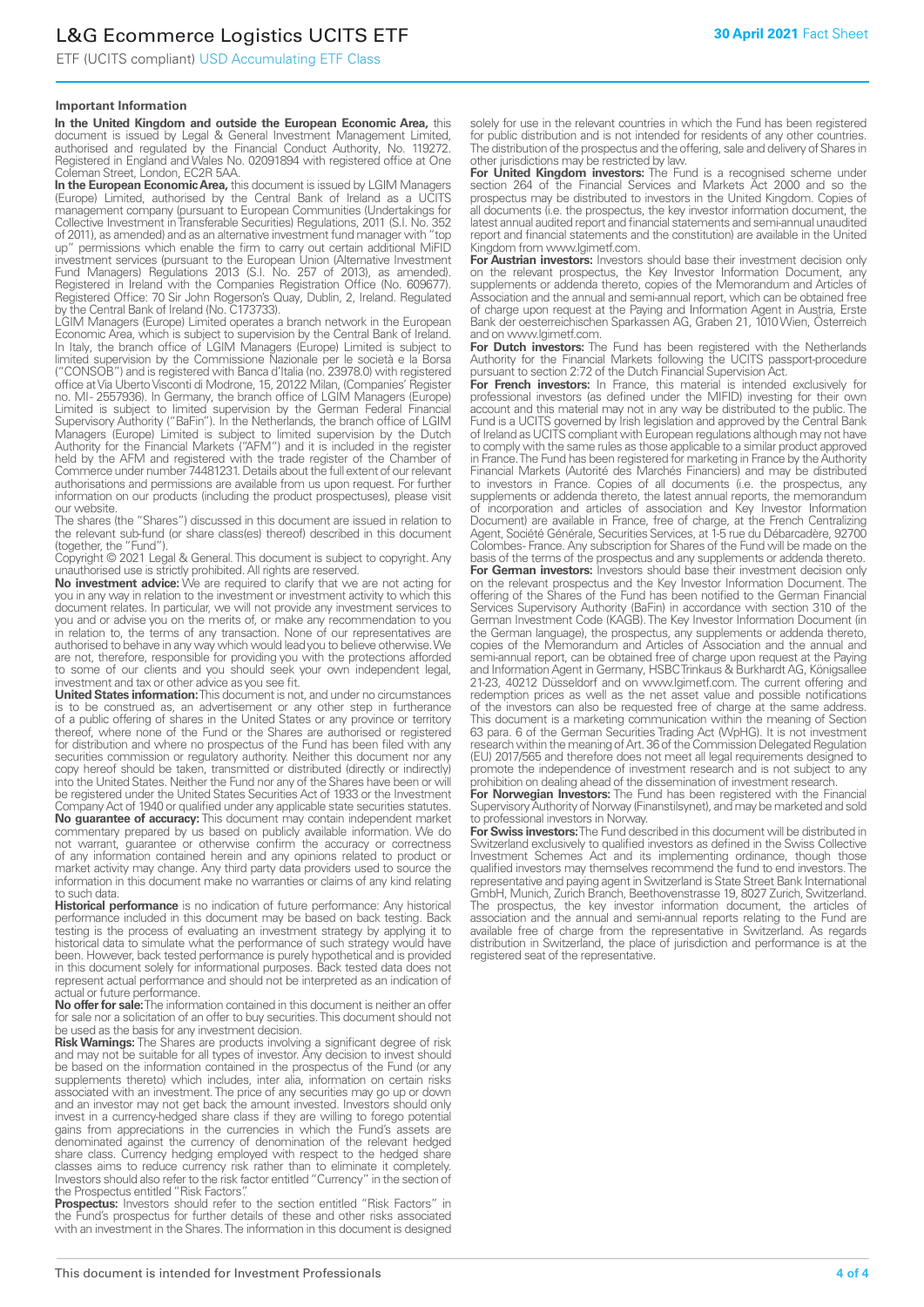### Important Information

**In the United Kingdom and outside the European Economic Area,** this document is issued by Legal & General Investment Management Limited, authorised and regulated by the Financial Conduct Authority, No. 119272. Registered in England and Wales No. 02091894 with registered office at One Coleman Street, London, EC2R 5AA.

**In the European Economic Area,** this document is issued by LGIM Managers (Europe) Limited, authorised by the Central Bank of Ireland as a UCITS management company (pursuant to European Communities (Undertakings for Collective Investment in Transferable Securities) Regulations, 2011 (S.I. No. 352 of 2011), as amended) and as an alternative investment fund manager with "top up" permissions which enable the firm to carry out certain additional MiFID investment services (pursuant to the European Union (Alternative Investment Fund Managers) Regulations 2013 (S.I. No. 257 of 2013), as amended). Registered in Ireland with the Companies Registration Office (No. 609677). Registered Office: 70 Sir John Rogerson's Quay, Dublin, 2, Ireland. Regulated by the Central Bank of Ireland (No. C173733).

LGIM Managers (Europe) Limited operates a branch network in the European Economic Area, which is subject to supervision by the Central Bank of Ireland. In Italy, the branch office of LGIM Managers (Europe) Limited is subject to limited supervision by the Commissione Nazionale per le società e la Borsa ("CONSOB") and is registered with Banca d'Italia (no. 23978.0) with registered office at Via Uberto Visconti di Modrone, 15, 20122 Milan, (Companies' Register no. MI - 2557936). In Germany, the branch office of LGIM Managers (Europe) Limited is subject to limited supervision by the German Federal Financial Supervisory Authority ("BaFin"). In the Netherlands, the branch office of LGIM Managers (Europe) Limited is subject to limited supervision by the Dutch Authority for the Financial Markets ("AFM") and it is included in the register held by the AFM and registered with the trade register of the Chamber of Commerce under number 74481231. Details about the full extent of our relevant authorisations and permissions are available from us upon request. For further information on our products (including the product prospectuses), please visit our website.

The shares (the "Shares") discussed in this document are issued in relation to the relevant sub-fund (or share class(es) thereof) described in this document (together, the "Fund").

Copyright © 2021 Legal & General. This document is subject to copyright. Any unauthorised use is strictly prohibited. All rights are reserved.

**No investment advice:** We are required to clarify that we are not acting for you in any way in relation to the investment or investment activity to which this document relates. In particular, we will not provide any investment services to you and or advise you on the merits of, or make any recommendation to you in relation to, the terms of any transaction. None of our representatives are authorised to behave in any way which would lead you to believe otherwise. We are not, therefore, responsible for providing you with the protections afforded to some of our clients and you should seek your own independent legal, investment and tax or other advice as you see fit.

**United States information:** This document is not, and under no circumstances is to be construed as, an advertisement or any other step in furtherance of a public offering of shares in the United States or any province or territory thereof, where none of the Fund or the Shares are authorised or registered for distribution and where no prospectus of the Fund has been filed with any securities commission or regulatory authority. Neither this document nor any copy hereof should be taken, transmitted or distributed (directly or indirectly) into the United States. Neither the Fund nor any of the Shares have been or will be registered under the United States Securities Act of 1933 or the Investment Company Act of 1940 or qualified under any applicable state securities statutes.

**No guarantee of accuracy:** This document may contain independent market commentary prepared by us based on publicly available information. We do not warrant, guarantee or otherwise confirm the accuracy or correctness of any information contained herein and any opinions related to product or market activity may change. Any third party data providers used to source the information in this document make no warranties or claims of any kind relating to such data.

**Historical performance** is no indication of future performance: Any historical performance included in this document may be based on back testing. Back testing is the process of evaluating an investment strategy by applying it to historical data to simulate what the performance of such strategy would have been. However, back tested performance is purely hypothetical and is provided in this document solely for informational purposes. Back tested data does not represent actual performance and should not be interpreted as an indication of actual or future performance.

**No offer for sale:** The information contained in this document is neither an offer for sale nor a solicitation of an offer to buy securities. This document should not be used as the basis for any investment decision.

**Risk Warnings:** The Shares are products involving a significant degree of risk and may not be suitable for all types of investor. Any decision to invest should be based on the information contained in the prospectus of the Fund (or any supplements thereto) which includes, inter alia, information on certain risks associated with an investment. The price of any securities may go up or down and an investor may not get back the amount invested. Investors should only invest in a currency-hedged share class if they are willing to forego potential gains from appreciations in the currencies in which the Fund's assets are denominated against the currency of denomination of the relevant hedged share class. Currency hedging employed with respect to the hedged share classes aims to reduce currency risk rather than to eliminate it completely. Investors should also refer to the risk factor entitled "Currency" in the section of the Prospectus entitled "Risk Factors".

**Prospectus:** Investors should refer to the section entitled "Risk Factors" in the Fund's prospectus for further details of these and other risks associated with an investment in the Shares. The information in this document is designed solely for use in the relevant countries in which the Fund has been registered for public distribution and is not intended for residents of any other countries. The distribution of the prospectus and the offering, sale and delivery of Shares in other jurisdictions may be restricted by law.

**For United Kingdom investors:** The Fund is a recognised scheme under section 264 of the Financial Services and Markets Act 2000 and so the prospectus may be distributed to investors in the United Kingdom. Copies of all documents (i.e. the prospectus, the key investor information document, the latest annual audited report and financial statements and semi-annual unaudited report and financial statements and the constitution) are available in the United Kingdom from www.lgimetf.com.

**For Austrian investors:** Investors should base their investment decision only on the relevant prospectus, the Key Investor Information Document, any supplements or addenda thereto, copies of the Memorandum and Articles of Association and the annual and semi-annual report, which can be obtained free of charge upon request at the Paying and Information Agent in Austria, Erste Bank der oesterreichischen Sparkassen AG, Graben 21, 1010 Wien, Österreich and on www.lgimetf.com.

**For Dutch investors:** The Fund has been registered with the Netherlands Authority for the Financial Markets following the UCITS passport-procedure pursuant to section 2:72 of the Dutch Financial Supervision Act.

**For French investors:** In France, this material is intended exclusively for professional investors (as defined under the MIFID) investing for their own account and this material may not in any way be distributed to the public. The Fund is a UCITS governed by Irish legislation and approved by the Central Bank of Ireland as UCITS compliant with European regulations although may not have to comply with the same rules as those applicable to a similar product approved in France. The Fund has been registered for marketing in France by the Authority Financial Markets (Autorité des Marchés Financiers) and may be distributed to investors in France. Copies of all documents (i.e. the prospectus, any supplements or addenda thereto, the latest annual reports, the memorandum of incorporation and articles of association and Key Investor Information Document) are available in France, free of charge, at the French Centralizing Agent, Société Générale, Securities Services, at 1-5 rue du Débarcadère, 92700 Colombes- France. Any subscription for Shares of the Fund will be made on the basis of the terms of the prospectus and any supplements or addenda thereto.

**For German investors:** Investors should base their investment decision only on the relevant prospectus and the Key Investor Information Document. The offering of the Shares of the Fund has been notified to the German Financial Services Supervisory Authority (BaFin) in accordance with section 310 of the German Investment Code (KAGB). The Key Investor Information Document (in the German language), the prospectus, any supplements or addenda thereto, copies of the Memorandum and Articles of Association and the annual and semi-annual report, can be obtained free of charge upon request at the Paying and Information Agent in Germany, HSBC Trinkaus & Burkhardt AG, Königsallee 21-23, 40212 Düsseldorf and on www.lgimetf.com. The current offering and redemption prices as well as the net asset value and possible notifications of the investors can also be requested free of charge at the same address. This document is a marketing communication within the meaning of Section 63 para. 6 of the German Securities Trading Act (WpHG). It is not investment research within the meaning of Art. 36 of the Commission Delegated Regulation (EU) 2017/565 and therefore does not meet all legal requirements designed to promote the independence of investment research and is not subject to any prohibition on dealing ahead of the dissemination of investment research.

**For Norwegian Investors:** The Fund has been registered with the Financial Supervisory Authority of Norway (Finanstilsynet), and may be marketed and sold to professional investors in Norway.

**For Swiss investors:** The Fund described in this document will be distributed in Switzerland exclusively to qualified investors as defined in the Swiss Collective Investment Schemes Act and its implementing ordinance, though those qualified investors may themselves recommend the fund to end investors. The representative and paying agent in Switzerland is State Street Bank International GmbH, Munich, Zurich Branch, Beethovenstrasse 19, 8027 Zurich, Switzerland. The prospectus, the key investor information document, the articles of association and the annual and semi-annual reports relating to the Fund are available free of charge from the representative in Switzerland. As regards distribution in Switzerland, the place of jurisdiction and performance is at the registered seat of the representative.